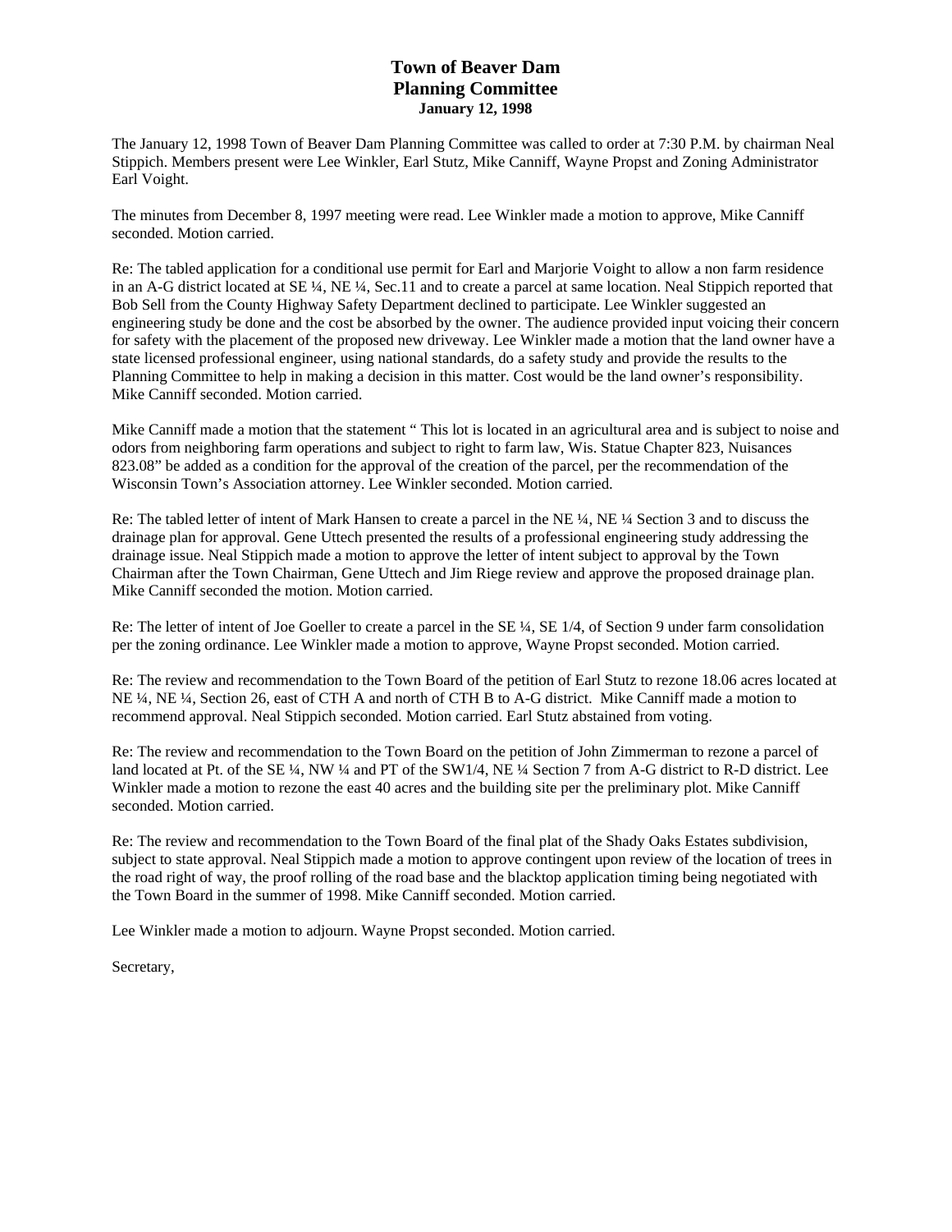# Town of Beaver Dam
## Planning Committee
### January 12, 1998

The January 12, 1998 Town of Beaver Dam Planning Committee was called to order at 7:30 P.M. by chairman Neal Stippich. Members present were Lee Winkler, Earl Stutz, Mike Canniff, Wayne Propst and Zoning Administrator Earl Voight.

The minutes from December 8, 1997 meeting were read. Lee Winkler made a motion to approve, Mike Canniff seconded. Motion carried.

Re: The tabled application for a conditional use permit for Earl and Marjorie Voight to allow a non farm residence in an A-G district located at SE ¼, NE ¼, Sec.11 and to create a parcel at same location. Neal Stippich reported that Bob Sell from the County Highway Safety Department declined to participate. Lee Winkler suggested an engineering study be done and the cost be absorbed by the owner. The audience provided input voicing their concern for safety with the placement of the proposed new driveway. Lee Winkler made a motion that the land owner have a state licensed professional engineer, using national standards, do a safety study and provide the results to the Planning Committee to help in making a decision in this matter. Cost would be the land owner's responsibility. Mike Canniff seconded. Motion carried.

Mike Canniff made a motion that the statement " This lot is located in an agricultural area and is subject to noise and odors from neighboring farm operations and subject to right to farm law, Wis. Statue Chapter 823, Nuisances 823.08" be added as a condition for the approval of the creation of the parcel, per the recommendation of the Wisconsin Town's Association attorney. Lee Winkler seconded. Motion carried.

Re: The tabled letter of intent of Mark Hansen to create a parcel in the NE ¼, NE ¼ Section 3 and to discuss the drainage plan for approval. Gene Uttech presented the results of a professional engineering study addressing the drainage issue. Neal Stippich made a motion to approve the letter of intent subject to approval by the Town Chairman after the Town Chairman, Gene Uttech and Jim Riege review and approve the proposed drainage plan. Mike Canniff seconded the motion. Motion carried.

Re: The letter of intent of Joe Goeller to create a parcel in the SE ¼, SE 1/4, of Section 9 under farm consolidation per the zoning ordinance. Lee Winkler made a motion to approve, Wayne Propst seconded. Motion carried.

Re: The review and recommendation to the Town Board of the petition of Earl Stutz to rezone 18.06 acres located at NE ¼, NE ¼, Section 26, east of CTH A and north of CTH B to A-G district. Mike Canniff made a motion to recommend approval. Neal Stippich seconded. Motion carried. Earl Stutz abstained from voting.

Re: The review and recommendation to the Town Board on the petition of John Zimmerman to rezone a parcel of land located at Pt. of the SE ¼, NW ¼ and PT of the SW1/4, NE ¼ Section 7 from A-G district to R-D district. Lee Winkler made a motion to rezone the east 40 acres and the building site per the preliminary plot. Mike Canniff seconded. Motion carried.

Re: The review and recommendation to the Town Board of the final plat of the Shady Oaks Estates subdivision, subject to state approval. Neal Stippich made a motion to approve contingent upon review of the location of trees in the road right of way, the proof rolling of the road base and the blacktop application timing being negotiated with the Town Board in the summer of 1998. Mike Canniff seconded. Motion carried.

Lee Winkler made a motion to adjourn. Wayne Propst seconded. Motion carried.

Secretary,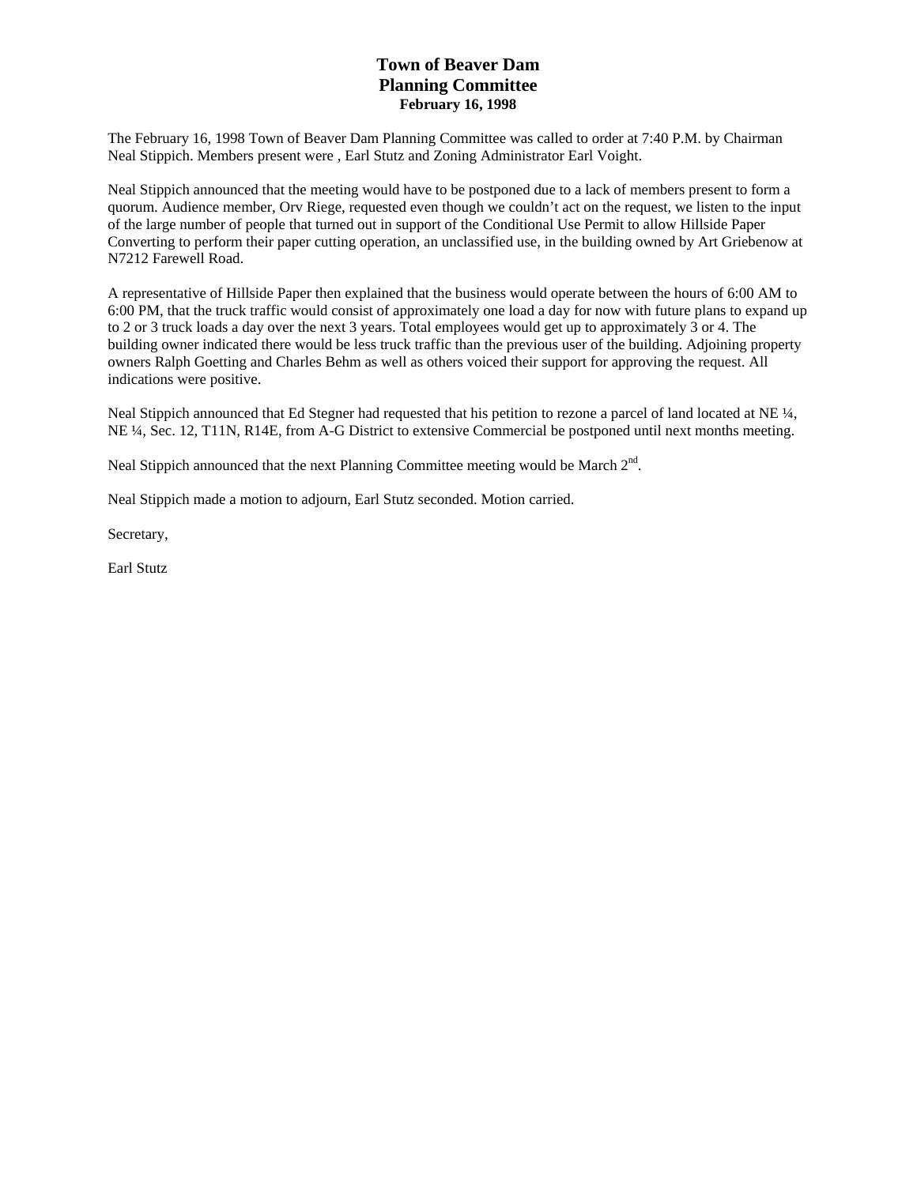# Town of Beaver Dam
## Planning Committee
### February 16, 1998

The February 16, 1998 Town of Beaver Dam Planning Committee was called to order at 7:40 P.M. by Chairman Neal Stippich. Members present were , Earl Stutz and Zoning Administrator Earl Voight.

Neal Stippich announced that the meeting would have to be postponed due to a lack of members present to form a quorum. Audience member, Orv Riege, requested even though we couldn't act on the request, we listen to the input of the large number of people that turned out in support of the Conditional Use Permit to allow Hillside Paper Converting to perform their paper cutting operation, an unclassified use, in the building owned by Art Griebenow at N7212 Farewell Road.

A representative of Hillside Paper then explained that the business would operate between the hours of 6:00 AM to 6:00 PM, that the truck traffic would consist of approximately one load a day for now with future plans to expand up to 2 or 3 truck loads a day over the next 3 years. Total employees would get up to approximately 3 or 4. The building owner indicated there would be less truck traffic than the previous user of the building. Adjoining property owners Ralph Goetting and Charles Behm as well as others voiced their support for approving the request. All indications were positive.

Neal Stippich announced that Ed Stegner had requested that his petition to rezone a parcel of land located at NE ¼, NE ¼, Sec. 12, T11N, R14E, from A-G District to extensive Commercial be postponed until next months meeting.

Neal Stippich announced that the next Planning Committee meeting would be March 2nd.

Neal Stippich made a motion to adjourn, Earl Stutz seconded. Motion carried.

Secretary,

Earl Stutz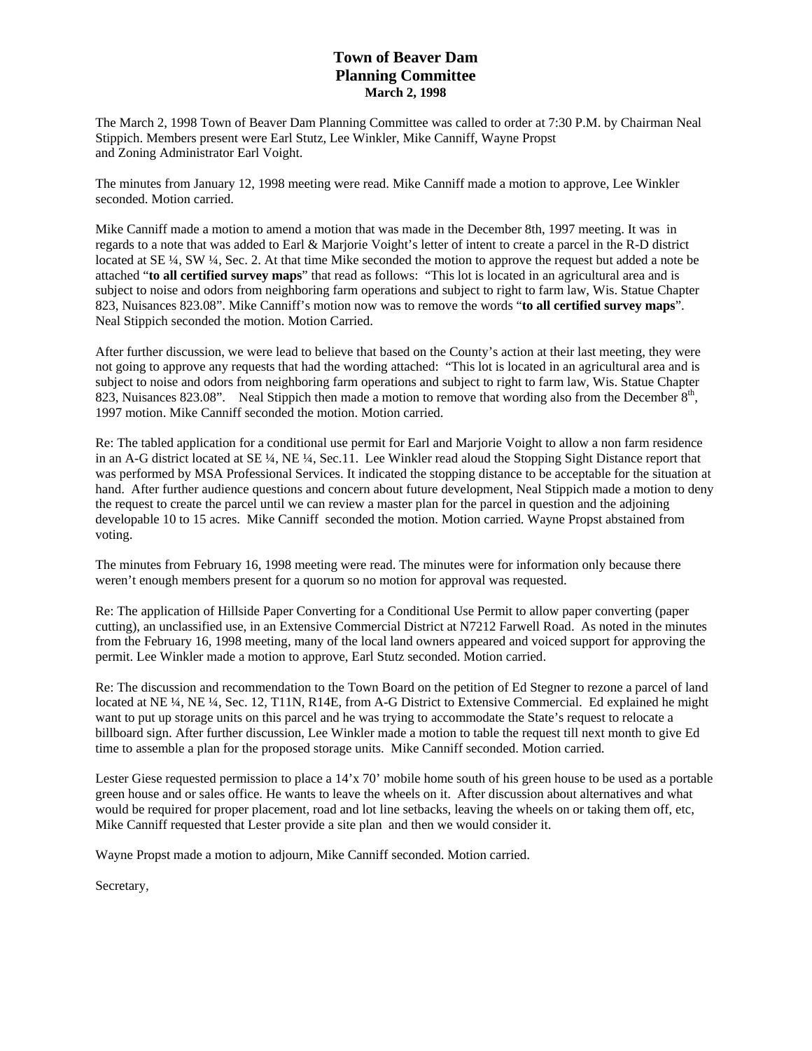# Town of Beaver Dam
## Planning Committee
### March 2, 1998

The March 2, 1998 Town of Beaver Dam Planning Committee was called to order at 7:30 P.M. by Chairman Neal Stippich. Members present were Earl Stutz, Lee Winkler, Mike Canniff, Wayne Propst and Zoning Administrator Earl Voight.

The minutes from January 12, 1998 meeting were read. Mike Canniff made a motion to approve, Lee Winkler seconded. Motion carried.

Mike Canniff made a motion to amend a motion that was made in the December 8th, 1997 meeting. It was in regards to a note that was added to Earl & Marjorie Voight's letter of intent to create a parcel in the R-D district located at SE ¼, SW ¼, Sec. 2. At that time Mike seconded the motion to approve the request but added a note be attached "**to all certified survey maps**" that read as follows: "This lot is located in an agricultural area and is subject to noise and odors from neighboring farm operations and subject to right to farm law, Wis. Statue Chapter 823, Nuisances 823.08". Mike Canniff's motion now was to remove the words "**to all certified survey maps**". Neal Stippich seconded the motion. Motion Carried.

After further discussion, we were lead to believe that based on the County's action at their last meeting, they were not going to approve any requests that had the wording attached: "This lot is located in an agricultural area and is subject to noise and odors from neighboring farm operations and subject to right to farm law, Wis. Statue Chapter 823, Nuisances 823.08". Neal Stippich then made a motion to remove that wording also from the December 8th, 1997 motion. Mike Canniff seconded the motion. Motion carried.

Re: The tabled application for a conditional use permit for Earl and Marjorie Voight to allow a non farm residence in an A-G district located at SE ¼, NE ¼, Sec.11. Lee Winkler read aloud the Stopping Sight Distance report that was performed by MSA Professional Services. It indicated the stopping distance to be acceptable for the situation at hand. After further audience questions and concern about future development, Neal Stippich made a motion to deny the request to create the parcel until we can review a master plan for the parcel in question and the adjoining developable 10 to 15 acres. Mike Canniff seconded the motion. Motion carried. Wayne Propst abstained from voting.

The minutes from February 16, 1998 meeting were read. The minutes were for information only because there weren't enough members present for a quorum so no motion for approval was requested.

Re: The application of Hillside Paper Converting for a Conditional Use Permit to allow paper converting (paper cutting), an unclassified use, in an Extensive Commercial District at N7212 Farwell Road. As noted in the minutes from the February 16, 1998 meeting, many of the local land owners appeared and voiced support for approving the permit. Lee Winkler made a motion to approve, Earl Stutz seconded. Motion carried.

Re: The discussion and recommendation to the Town Board on the petition of Ed Stegner to rezone a parcel of land located at NE ¼, NE ¼, Sec. 12, T11N, R14E, from A-G District to Extensive Commercial. Ed explained he might want to put up storage units on this parcel and he was trying to accommodate the State's request to relocate a billboard sign. After further discussion, Lee Winkler made a motion to table the request till next month to give Ed time to assemble a plan for the proposed storage units. Mike Canniff seconded. Motion carried.

Lester Giese requested permission to place a 14'x 70' mobile home south of his green house to be used as a portable green house and or sales office. He wants to leave the wheels on it. After discussion about alternatives and what would be required for proper placement, road and lot line setbacks, leaving the wheels on or taking them off, etc, Mike Canniff requested that Lester provide a site plan and then we would consider it.

Wayne Propst made a motion to adjourn, Mike Canniff seconded. Motion carried.

Secretary,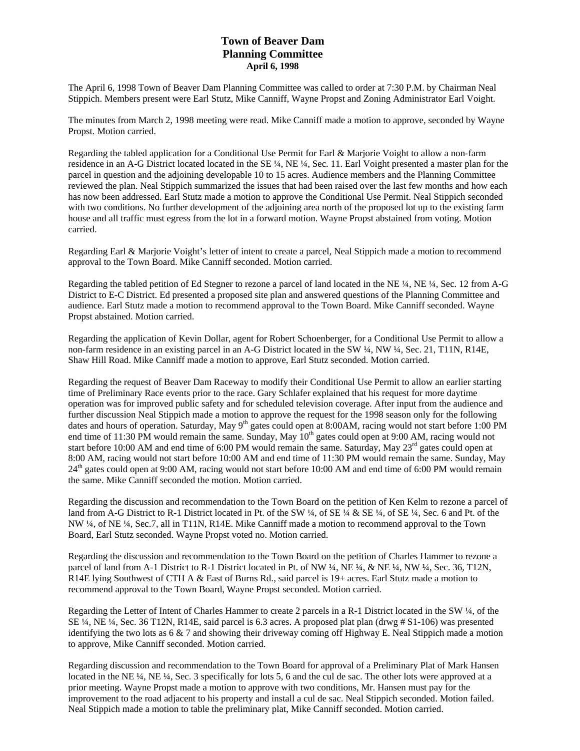# Town of Beaver Dam
## Planning Committee
### April 6, 1998

The April 6, 1998 Town of Beaver Dam Planning Committee was called to order at 7:30 P.M. by Chairman Neal Stippich. Members present were Earl Stutz, Mike Canniff, Wayne Propst and Zoning Administrator Earl Voight.

The minutes from March 2, 1998 meeting were read. Mike Canniff made a motion to approve, seconded by Wayne Propst. Motion carried.

Regarding the tabled application for a Conditional Use Permit for Earl & Marjorie Voight to allow a non-farm residence in an A-G District located located in the SE ¼, NE ¼, Sec. 11. Earl Voight presented a master plan for the parcel in question and the adjoining developable 10 to 15 acres. Audience members and the Planning Committee reviewed the plan. Neal Stippich summarized the issues that had been raised over the last few months and how each has now been addressed. Earl Stutz made a motion to approve the Conditional Use Permit. Neal Stippich seconded with two conditions. No further development of the adjoining area north of the proposed lot up to the existing farm house and all traffic must egress from the lot in a forward motion. Wayne Propst abstained from voting. Motion carried.

Regarding Earl & Marjorie Voight's letter of intent to create a parcel, Neal Stippich made a motion to recommend approval to the Town Board. Mike Canniff seconded. Motion carried.

Regarding the tabled petition of Ed Stegner to rezone a parcel of land located in the NE ¼, NE ¼, Sec. 12 from A-G District to E-C District. Ed presented a proposed site plan and answered questions of the Planning Committee and audience. Earl Stutz made a motion to recommend approval to the Town Board. Mike Canniff seconded. Wayne Propst abstained. Motion carried.

Regarding the application of Kevin Dollar, agent for Robert Schoenberger, for a Conditional Use Permit to allow a non-farm residence in an existing parcel in an A-G District located in the SW ¼, NW ¼, Sec. 21, T11N, R14E, Shaw Hill Road. Mike Canniff made a motion to approve, Earl Stutz seconded. Motion carried.

Regarding the request of Beaver Dam Raceway to modify their Conditional Use Permit to allow an earlier starting time of Preliminary Race events prior to the race. Gary Schlafer explained that his request for more daytime operation was for improved public safety and for scheduled television coverage. After input from the audience and further discussion Neal Stippich made a motion to approve the request for the 1998 season only for the following dates and hours of operation. Saturday, May 9th gates could open at 8:00AM, racing would not start before 1:00 PM end time of 11:30 PM would remain the same. Sunday, May 10th gates could open at 9:00 AM, racing would not start before 10:00 AM and end time of 6:00 PM would remain the same. Saturday, May 23rd gates could open at 8:00 AM, racing would not start before 10:00 AM and end time of 11:30 PM would remain the same. Sunday, May 24th gates could open at 9:00 AM, racing would not start before 10:00 AM and end time of 6:00 PM would remain the same. Mike Canniff seconded the motion. Motion carried.

Regarding the discussion and recommendation to the Town Board on the petition of Ken Kelm to rezone a parcel of land from A-G District to R-1 District located in Pt. of the SW ¼, of SE ¼ & SE ¼, of SE ¼, Sec. 6 and Pt. of the NW ¼, of NE ¼, Sec.7, all in T11N, R14E. Mike Canniff made a motion to recommend approval to the Town Board, Earl Stutz seconded. Wayne Propst voted no. Motion carried.

Regarding the discussion and recommendation to the Town Board on the petition of Charles Hammer to rezone a parcel of land from A-1 District to R-1 District located in Pt. of NW ¼, NE ¼, & NE ¼, NW ¼, Sec. 36, T12N, R14E lying Southwest of CTH A & East of Burns Rd., said parcel is 19+ acres. Earl Stutz made a motion to recommend approval to the Town Board, Wayne Propst seconded. Motion carried.

Regarding the Letter of Intent of Charles Hammer to create 2 parcels in a R-1 District located in the SW ¼, of the SE ¼, NE ¼, Sec. 36 T12N, R14E, said parcel is 6.3 acres. A proposed plat plan (drwg # S1-106) was presented identifying the two lots as 6 & 7 and showing their driveway coming off Highway E. Neal Stippich made a motion to approve, Mike Canniff seconded. Motion carried.

Regarding discussion and recommendation to the Town Board for approval of a Preliminary Plat of Mark Hansen located in the NE ¼, NE ¼, Sec. 3 specifically for lots 5, 6 and the cul de sac. The other lots were approved at a prior meeting. Wayne Propst made a motion to approve with two conditions, Mr. Hansen must pay for the improvement to the road adjacent to his property and install a cul de sac. Neal Stippich seconded. Motion failed. Neal Stippich made a motion to table the preliminary plat, Mike Canniff seconded. Motion carried.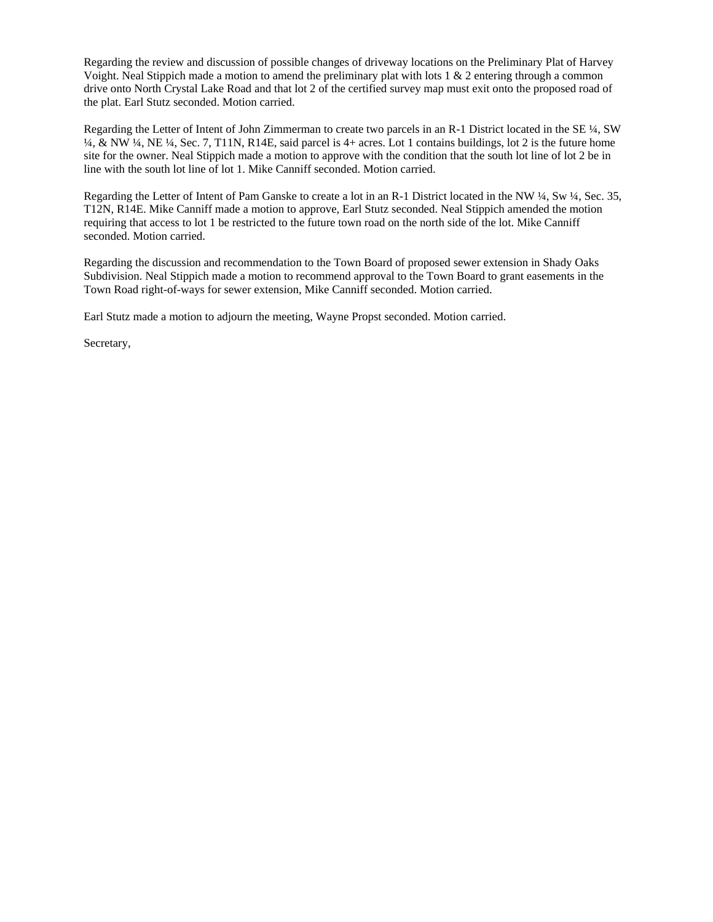Regarding the review and discussion of possible changes of driveway locations on the Preliminary Plat of Harvey Voight. Neal Stippich made a motion to amend the preliminary plat with lots 1 & 2 entering through a common drive onto North Crystal Lake Road and that lot 2 of the certified survey map must exit onto the proposed road of the plat. Earl Stutz seconded. Motion carried.

Regarding the Letter of Intent of John Zimmerman to create two parcels in an R-1 District located in the SE ¼, SW ¼, & NW ¼, NE ¼, Sec. 7, T11N, R14E, said parcel is 4+ acres. Lot 1 contains buildings, lot 2 is the future home site for the owner. Neal Stippich made a motion to approve with the condition that the south lot line of lot 2 be in line with the south lot line of lot 1. Mike Canniff seconded. Motion carried.

Regarding the Letter of Intent of Pam Ganske to create a lot in an R-1 District located in the NW ¼, Sw ¼, Sec. 35, T12N, R14E. Mike Canniff made a motion to approve, Earl Stutz seconded. Neal Stippich amended the motion requiring that access to lot 1 be restricted to the future town road on the north side of the lot. Mike Canniff seconded. Motion carried.

Regarding the discussion and recommendation to the Town Board of proposed sewer extension in Shady Oaks Subdivision. Neal Stippich made a motion to recommend approval to the Town Board to grant easements in the Town Road right-of-ways for sewer extension, Mike Canniff seconded. Motion carried.

Earl Stutz made a motion to adjourn the meeting, Wayne Propst seconded. Motion carried.

Secretary,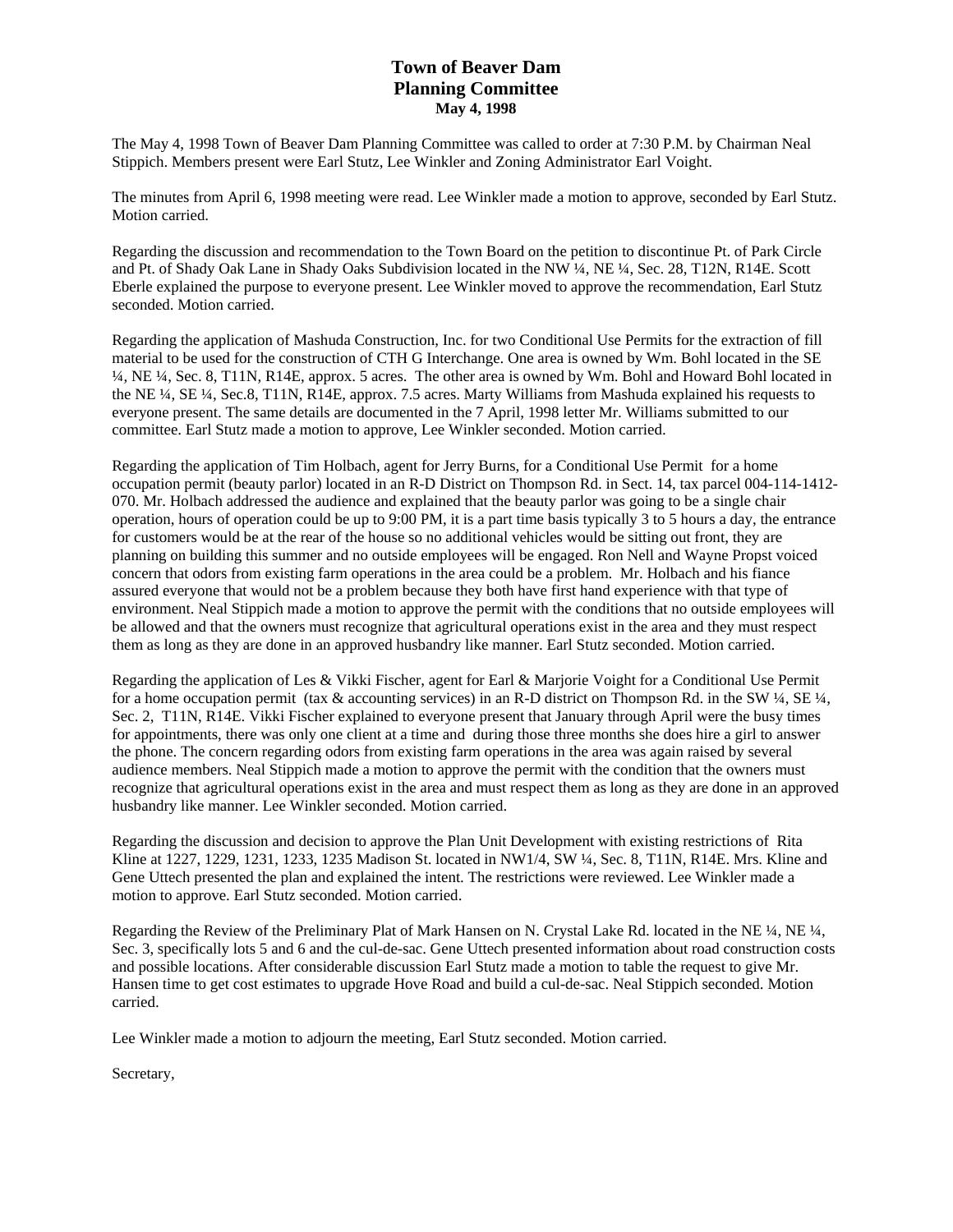# Town of Beaver Dam
## Planning Committee
### May 4, 1998

The May 4, 1998 Town of Beaver Dam Planning Committee was called to order at 7:30 P.M. by Chairman Neal Stippich. Members present were Earl Stutz, Lee Winkler and Zoning Administrator Earl Voight.

The minutes from April 6, 1998 meeting were read. Lee Winkler made a motion to approve, seconded by Earl Stutz. Motion carried.

Regarding the discussion and recommendation to the Town Board on the petition to discontinue Pt. of Park Circle and Pt. of Shady Oak Lane in Shady Oaks Subdivision located in the NW ¼, NE ¼, Sec. 28, T12N, R14E. Scott Eberle explained the purpose to everyone present. Lee Winkler moved to approve the recommendation, Earl Stutz seconded. Motion carried.

Regarding the application of Mashuda Construction, Inc. for two Conditional Use Permits for the extraction of fill material to be used for the construction of CTH G Interchange. One area is owned by Wm. Bohl located in the SE ¼, NE ¼, Sec. 8, T11N, R14E, approx. 5 acres. The other area is owned by Wm. Bohl and Howard Bohl located in the NE ¼, SE ¼, Sec.8, T11N, R14E, approx. 7.5 acres. Marty Williams from Mashuda explained his requests to everyone present. The same details are documented in the 7 April, 1998 letter Mr. Williams submitted to our committee. Earl Stutz made a motion to approve, Lee Winkler seconded. Motion carried.

Regarding the application of Tim Holbach, agent for Jerry Burns, for a Conditional Use Permit for a home occupation permit (beauty parlor) located in an R-D District on Thompson Rd. in Sect. 14, tax parcel 004-114-1412-070. Mr. Holbach addressed the audience and explained that the beauty parlor was going to be a single chair operation, hours of operation could be up to 9:00 PM, it is a part time basis typically 3 to 5 hours a day, the entrance for customers would be at the rear of the house so no additional vehicles would be sitting out front, they are planning on building this summer and no outside employees will be engaged. Ron Nell and Wayne Propst voiced concern that odors from existing farm operations in the area could be a problem. Mr. Holbach and his fiance assured everyone that would not be a problem because they both have first hand experience with that type of environment. Neal Stippich made a motion to approve the permit with the conditions that no outside employees will be allowed and that the owners must recognize that agricultural operations exist in the area and they must respect them as long as they are done in an approved husbandry like manner. Earl Stutz seconded. Motion carried.

Regarding the application of Les & Vikki Fischer, agent for Earl & Marjorie Voight for a Conditional Use Permit for a home occupation permit (tax & accounting services) in an R-D district on Thompson Rd. in the SW ¼, SE ¼, Sec. 2, T11N, R14E. Vikki Fischer explained to everyone present that January through April were the busy times for appointments, there was only one client at a time and during those three months she does hire a girl to answer the phone. The concern regarding odors from existing farm operations in the area was again raised by several audience members. Neal Stippich made a motion to approve the permit with the condition that the owners must recognize that agricultural operations exist in the area and must respect them as long as they are done in an approved husbandry like manner. Lee Winkler seconded. Motion carried.

Regarding the discussion and decision to approve the Plan Unit Development with existing restrictions of Rita Kline at 1227, 1229, 1231, 1233, 1235 Madison St. located in NW1/4, SW ¼, Sec. 8, T11N, R14E. Mrs. Kline and Gene Uttech presented the plan and explained the intent. The restrictions were reviewed. Lee Winkler made a motion to approve. Earl Stutz seconded. Motion carried.

Regarding the Review of the Preliminary Plat of Mark Hansen on N. Crystal Lake Rd. located in the NE ¼, NE ¼, Sec. 3, specifically lots 5 and 6 and the cul-de-sac. Gene Uttech presented information about road construction costs and possible locations. After considerable discussion Earl Stutz made a motion to table the request to give Mr. Hansen time to get cost estimates to upgrade Hove Road and build a cul-de-sac. Neal Stippich seconded. Motion carried.

Lee Winkler made a motion to adjourn the meeting, Earl Stutz seconded. Motion carried.

Secretary,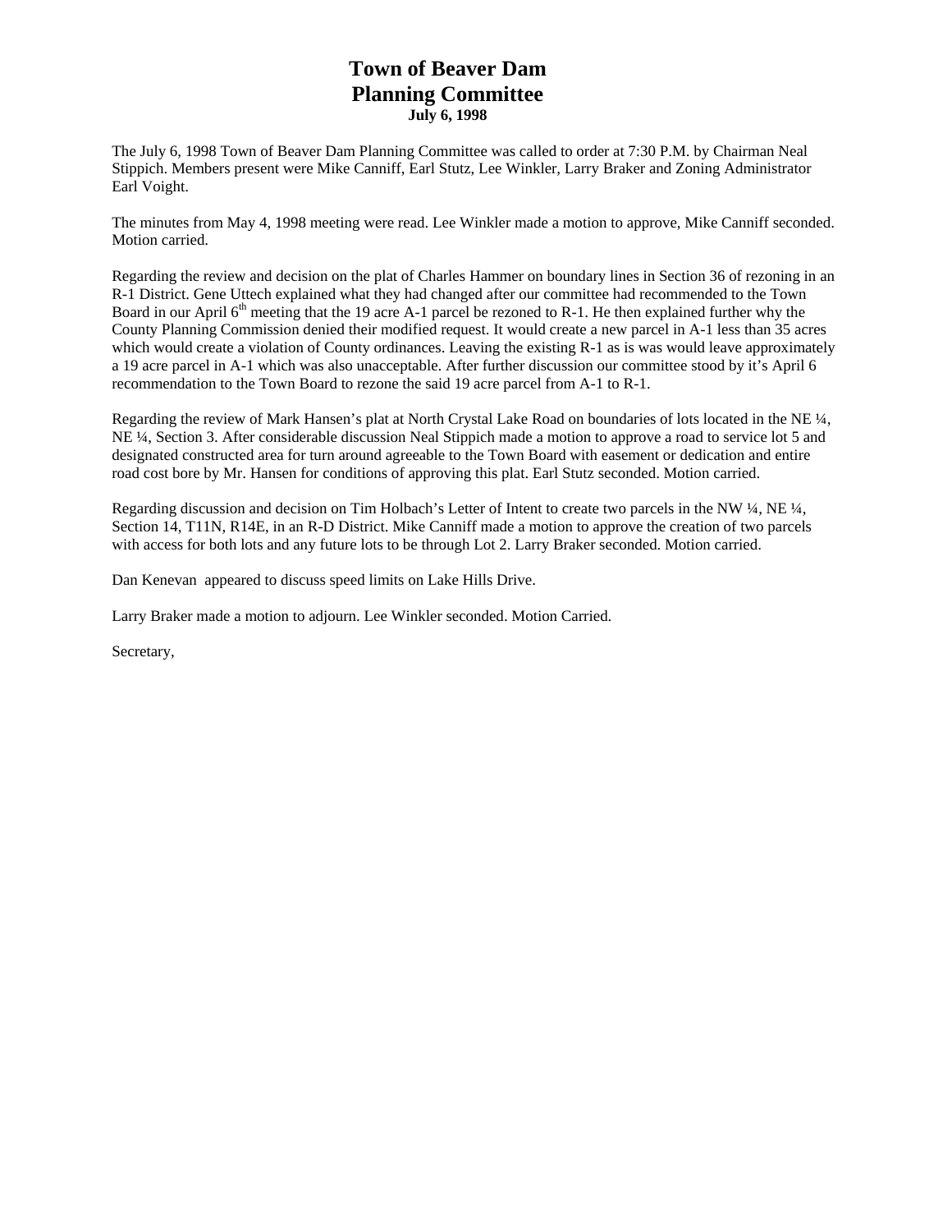# Town of Beaver Dam
# Planning Committee
**July 6, 1998**

The July 6, 1998 Town of Beaver Dam Planning Committee was called to order at 7:30 P.M. by Chairman Neal Stippich. Members present were Mike Canniff, Earl Stutz, Lee Winkler, Larry Braker and Zoning Administrator Earl Voight.

The minutes from May 4, 1998 meeting were read. Lee Winkler made a motion to approve, Mike Canniff seconded. Motion carried.

Regarding the review and decision on the plat of Charles Hammer on boundary lines in Section 36 of rezoning in an R-1 District. Gene Uttech explained what they had changed after our committee had recommended to the Town Board in our April 6th meeting that the 19 acre A-1 parcel be rezoned to R-1. He then explained further why the County Planning Commission denied their modified request. It would create a new parcel in A-1 less than 35 acres which would create a violation of County ordinances. Leaving the existing R-1 as is was would leave approximately a 19 acre parcel in A-1 which was also unacceptable. After further discussion our committee stood by it's April 6 recommendation to the Town Board to rezone the said 19 acre parcel from A-1 to R-1.

Regarding the review of Mark Hansen's plat at North Crystal Lake Road on boundaries of lots located in the NE ¼, NE ¼, Section 3. After considerable discussion Neal Stippich made a motion to approve a road to service lot 5 and designated constructed area for turn around agreeable to the Town Board with easement or dedication and entire road cost bore by Mr. Hansen for conditions of approving this plat. Earl Stutz seconded. Motion carried.

Regarding discussion and decision on Tim Holbach's Letter of Intent to create two parcels in the NW ¼, NE ¼, Section 14, T11N, R14E, in an R-D District. Mike Canniff made a motion to approve the creation of two parcels with access for both lots and any future lots to be through Lot 2. Larry Braker seconded. Motion carried.

Dan Kenevan appeared to discuss speed limits on Lake Hills Drive.

Larry Braker made a motion to adjourn. Lee Winkler seconded. Motion Carried.

Secretary,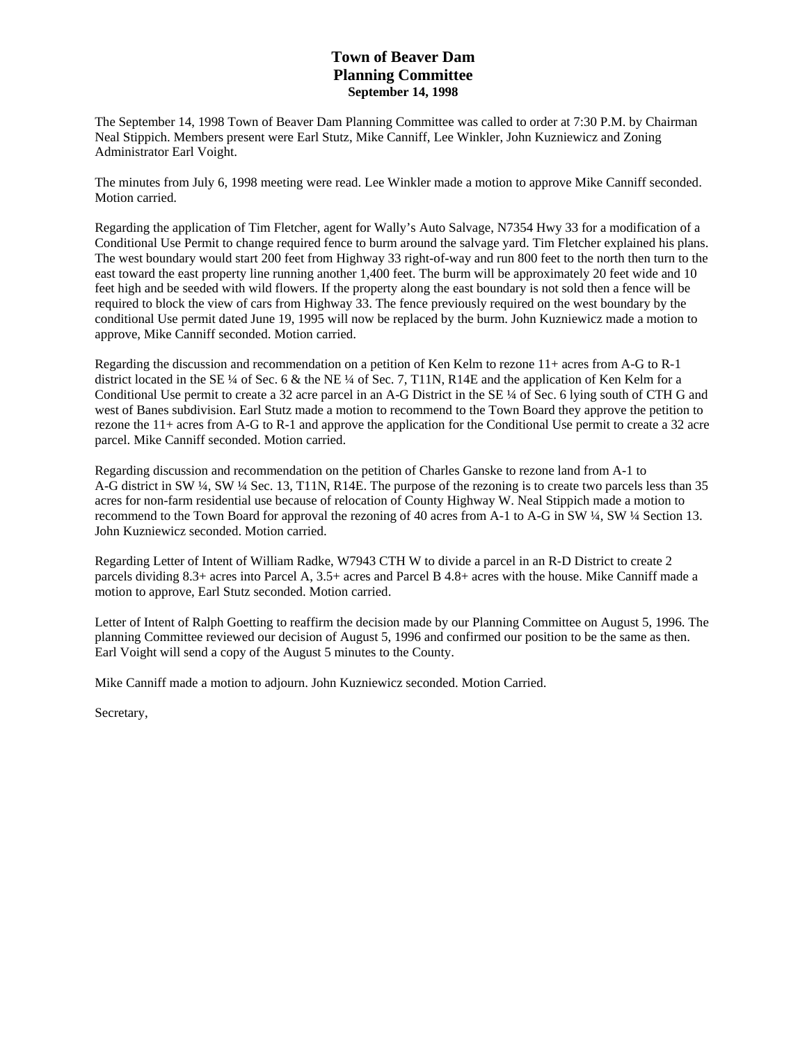# Town of Beaver Dam
## Planning Committee
### September 14, 1998

The September 14, 1998 Town of Beaver Dam Planning Committee was called to order at 7:30 P.M. by Chairman Neal Stippich. Members present were Earl Stutz, Mike Canniff, Lee Winkler, John Kuzniewicz and Zoning Administrator Earl Voight.

The minutes from July 6, 1998 meeting were read. Lee Winkler made a motion to approve Mike Canniff seconded. Motion carried.

Regarding the application of Tim Fletcher, agent for Wally's Auto Salvage, N7354 Hwy 33 for a modification of a Conditional Use Permit to change required fence to burm around the salvage yard. Tim Fletcher explained his plans. The west boundary would start 200 feet from Highway 33 right-of-way and run 800 feet to the north then turn to the east toward the east property line running another 1,400 feet. The burm will be approximately 20 feet wide and 10 feet high and be seeded with wild flowers. If the property along the east boundary is not sold then a fence will be required to block the view of cars from Highway 33. The fence previously required on the west boundary by the conditional Use permit dated June 19, 1995 will now be replaced by the burm. John Kuzniewicz made a motion to approve, Mike Canniff seconded. Motion carried.

Regarding the discussion and recommendation on a petition of Ken Kelm to rezone 11+ acres from A-G to R-1 district located in the SE ¼ of Sec. 6 & the NE ¼ of Sec. 7, T11N, R14E and the application of Ken Kelm for a Conditional Use permit to create a 32 acre parcel in an A-G District in the SE ¼ of Sec. 6 lying south of CTH G and west of Banes subdivision. Earl Stutz made a motion to recommend to the Town Board they approve the petition to rezone the 11+ acres from A-G to R-1 and approve the application for the Conditional Use permit to create a 32 acre parcel. Mike Canniff seconded. Motion carried.

Regarding discussion and recommendation on the petition of Charles Ganske to rezone land from A-1 to A-G district in SW ¼, SW ¼ Sec. 13, T11N, R14E. The purpose of the rezoning is to create two parcels less than 35 acres for non-farm residential use because of relocation of County Highway W. Neal Stippich made a motion to recommend to the Town Board for approval the rezoning of 40 acres from A-1 to A-G in SW ¼, SW ¼ Section 13. John Kuzniewicz seconded. Motion carried.

Regarding Letter of Intent of William Radke, W7943 CTH W to divide a parcel in an R-D District to create 2 parcels dividing 8.3+ acres into Parcel A, 3.5+ acres and Parcel B 4.8+ acres with the house. Mike Canniff made a motion to approve, Earl Stutz seconded. Motion carried.

Letter of Intent of Ralph Goetting to reaffirm the decision made by our Planning Committee on August 5, 1996. The planning Committee reviewed our decision of August 5, 1996 and confirmed our position to be the same as then. Earl Voight will send a copy of the August 5 minutes to the County.

Mike Canniff made a motion to adjourn. John Kuzniewicz seconded. Motion Carried.

Secretary,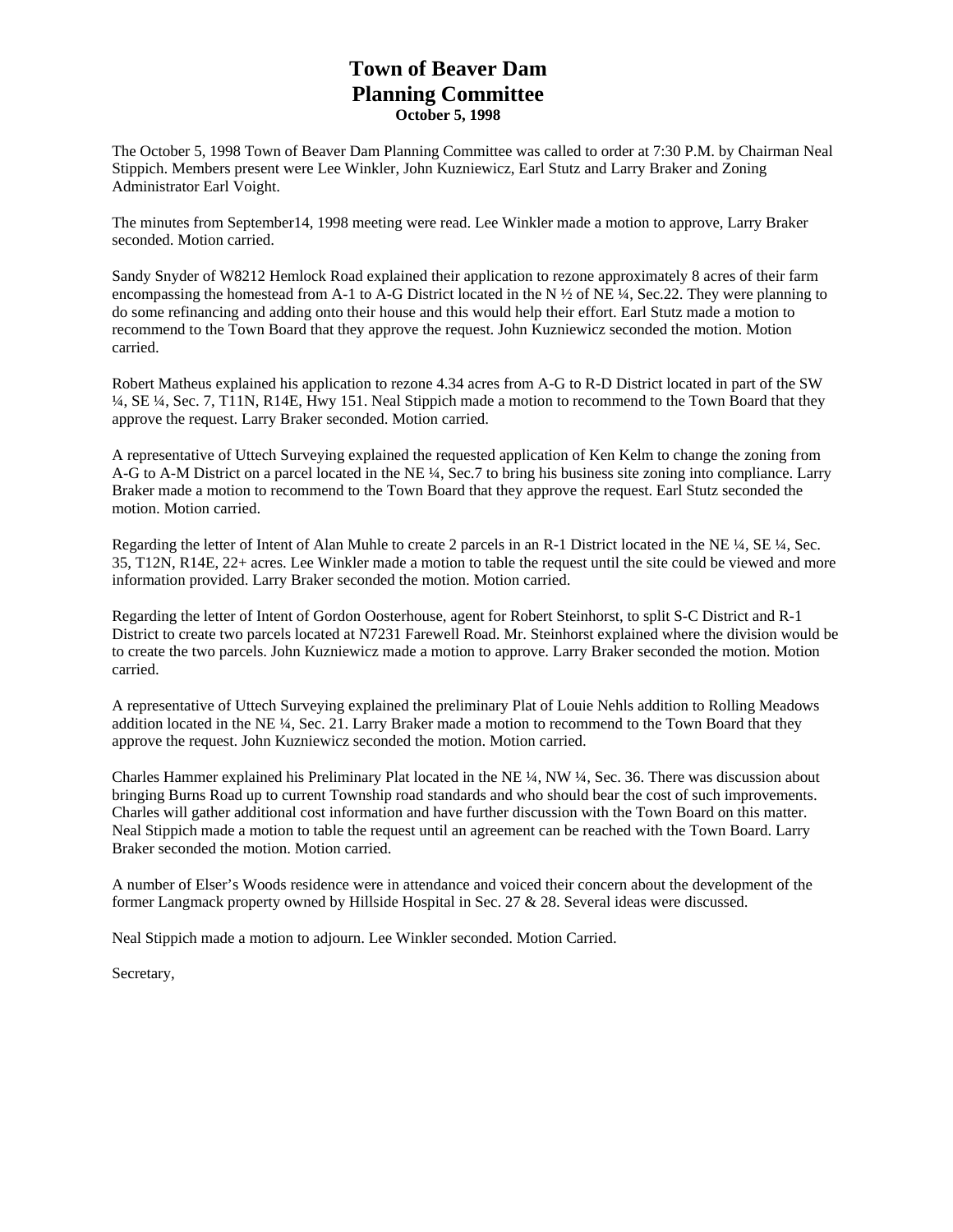# Town of Beaver Dam
# Planning Committee
**October 5, 1998**

The October 5, 1998 Town of Beaver Dam Planning Committee was called to order at 7:30 P.M. by Chairman Neal Stippich. Members present were Lee Winkler, John Kuzniewicz, Earl Stutz and Larry Braker and Zoning Administrator Earl Voight.

The minutes from September14, 1998 meeting were read. Lee Winkler made a motion to approve, Larry Braker seconded. Motion carried.

Sandy Snyder of W8212 Hemlock Road explained their application to rezone approximately 8 acres of their farm encompassing the homestead from A-1 to A-G District located in the N ½ of NE ¼, Sec.22. They were planning to do some refinancing and adding onto their house and this would help their effort. Earl Stutz made a motion to recommend to the Town Board that they approve the request. John Kuzniewicz seconded the motion. Motion carried.

Robert Matheus explained his application to rezone 4.34 acres from A-G to R-D District located in part of the SW ¼, SE ¼, Sec. 7, T11N, R14E, Hwy 151. Neal Stippich made a motion to recommend to the Town Board that they approve the request. Larry Braker seconded. Motion carried.

A representative of Uttech Surveying explained the requested application of Ken Kelm to change the zoning from A-G to A-M District on a parcel located in the NE ¼, Sec.7 to bring his business site zoning into compliance. Larry Braker made a motion to recommend to the Town Board that they approve the request. Earl Stutz seconded the motion. Motion carried.

Regarding the letter of Intent of Alan Muhle to create 2 parcels in an R-1 District located in the NE ¼, SE ¼, Sec. 35, T12N, R14E, 22+ acres. Lee Winkler made a motion to table the request until the site could be viewed and more information provided. Larry Braker seconded the motion. Motion carried.

Regarding the letter of Intent of Gordon Oosterhouse, agent for Robert Steinhorst, to split S-C District and R-1 District to create two parcels located at N7231 Farewell Road. Mr. Steinhorst explained where the division would be to create the two parcels. John Kuzniewicz made a motion to approve. Larry Braker seconded the motion. Motion carried.

A representative of Uttech Surveying explained the preliminary Plat of Louie Nehls addition to Rolling Meadows addition located in the NE ¼, Sec. 21. Larry Braker made a motion to recommend to the Town Board that they approve the request. John Kuzniewicz seconded the motion. Motion carried.

Charles Hammer explained his Preliminary Plat located in the NE ¼, NW ¼, Sec. 36. There was discussion about bringing Burns Road up to current Township road standards and who should bear the cost of such improvements. Charles will gather additional cost information and have further discussion with the Town Board on this matter. Neal Stippich made a motion to table the request until an agreement can be reached with the Town Board. Larry Braker seconded the motion. Motion carried.

A number of Elser's Woods residence were in attendance and voiced their concern about the development of the former Langmack property owned by Hillside Hospital in Sec. 27 & 28. Several ideas were discussed.

Neal Stippich made a motion to adjourn. Lee Winkler seconded. Motion Carried.

Secretary,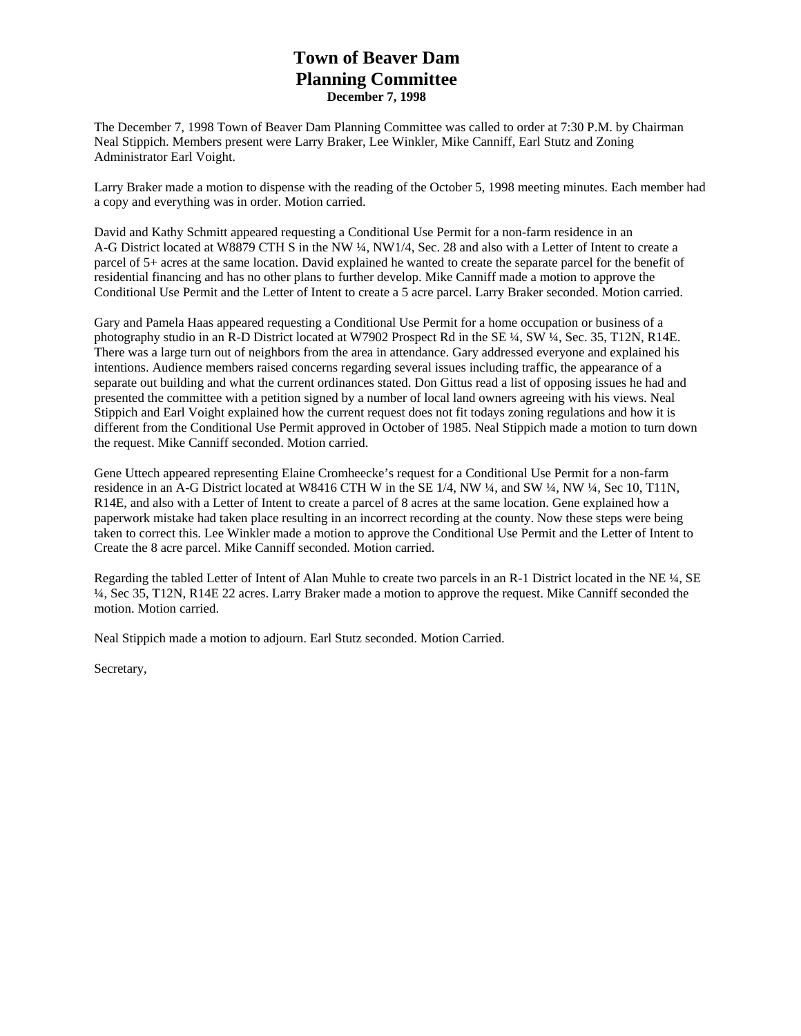# Town of Beaver Dam
# Planning Committee
**December 7, 1998**

The December 7, 1998 Town of Beaver Dam Planning Committee was called to order at 7:30 P.M. by Chairman Neal Stippich. Members present were Larry Braker, Lee Winkler, Mike Canniff, Earl Stutz and Zoning Administrator Earl Voight.

Larry Braker made a motion to dispense with the reading of the October 5, 1998 meeting minutes. Each member had a copy and everything was in order. Motion carried.

David and Kathy Schmitt appeared requesting a Conditional Use Permit for a non-farm residence in an A-G District located at W8879 CTH S in the NW ¼, NW1/4, Sec. 28 and also with a Letter of Intent to create a parcel of 5+ acres at the same location. David explained he wanted to create the separate parcel for the benefit of residential financing and has no other plans to further develop. Mike Canniff made a motion to approve the Conditional Use Permit and the Letter of Intent to create a 5 acre parcel. Larry Braker seconded. Motion carried.

Gary and Pamela Haas appeared requesting a Conditional Use Permit for a home occupation or business of a photography studio in an R-D District located at W7902 Prospect Rd in the SE ¼, SW ¼, Sec. 35, T12N, R14E. There was a large turn out of neighbors from the area in attendance. Gary addressed everyone and explained his intentions. Audience members raised concerns regarding several issues including traffic, the appearance of a separate out building and what the current ordinances stated. Don Gittus read a list of opposing issues he had and presented the committee with a petition signed by a number of local land owners agreeing with his views. Neal Stippich and Earl Voight explained how the current request does not fit todays zoning regulations and how it is different from the Conditional Use Permit approved in October of 1985. Neal Stippich made a motion to turn down the request. Mike Canniff seconded. Motion carried.

Gene Uttech appeared representing Elaine Cromheecke's request for a Conditional Use Permit for a non-farm residence in an A-G District located at W8416 CTH W in the SE 1/4, NW ¼, and SW ¼, NW ¼, Sec 10, T11N, R14E, and also with a Letter of Intent to create a parcel of 8 acres at the same location. Gene explained how a paperwork mistake had taken place resulting in an incorrect recording at the county. Now these steps were being taken to correct this. Lee Winkler made a motion to approve the Conditional Use Permit and the Letter of Intent to Create the 8 acre parcel. Mike Canniff seconded. Motion carried.

Regarding the tabled Letter of Intent of Alan Muhle to create two parcels in an R-1 District located in the NE ¼, SE ¼, Sec 35, T12N, R14E 22 acres. Larry Braker made a motion to approve the request. Mike Canniff seconded the motion. Motion carried.

Neal Stippich made a motion to adjourn. Earl Stutz seconded. Motion Carried.

Secretary,